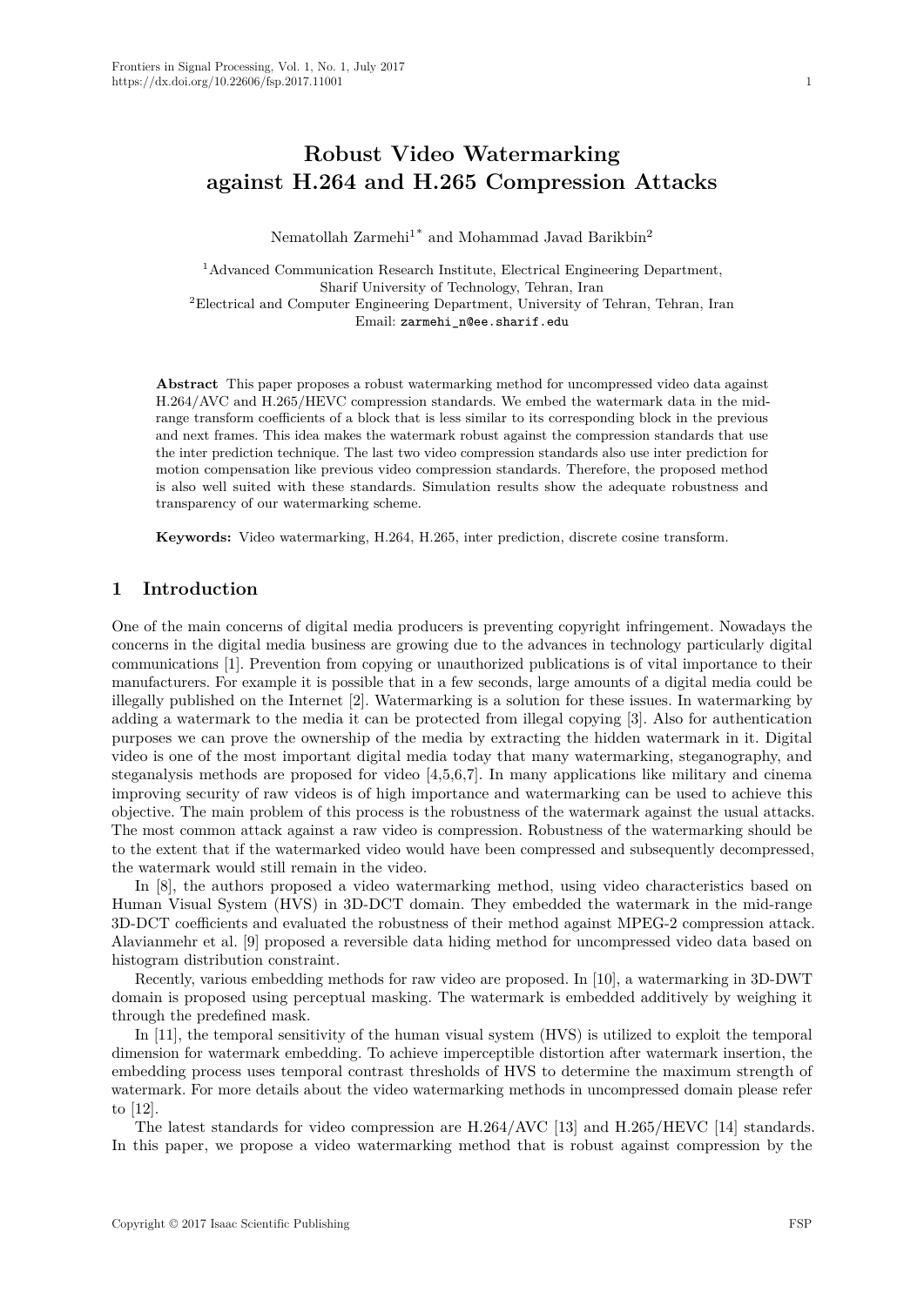# Robust Video Watermarking against H.264 and H.265 Compression Attacks

Nematollah Zarmehi[1*] and Mohammad Javad Barikbin[2]

[1]Advanced Communication Research Institute, Electrical Engineering Department, Sharif University of Technology, Tehran, Iran
[2]Electrical and Computer Engineering Department, University of Tehran, Tehran, Iran
Email: zarmehi_n@ee.sharif.edu

**Abstract** This paper proposes a robust watermarking method for uncompressed video data against H.264/AVC and H.265/HEVC compression standards. We embed the watermark data in the mid-range transform coefficients of a block that is less similar to its corresponding block in the previous and next frames. This idea makes the watermark robust against the compression standards that use the inter prediction technique. The last two video compression standards also use inter prediction for motion compensation like previous video compression standards. Therefore, the proposed method is also well suited with these standards. Simulation results show the adequate robustness and transparency of our watermarking scheme.

**Keywords:** Video watermarking, H.264, H.265, inter prediction, discrete cosine transform.

## 1 Introduction

One of the main concerns of digital media producers is preventing copyright infringement. Nowadays the concerns in the digital media business are growing due to the advances in technology particularly digital communications [1]. Prevention from copying or unauthorized publications is of vital importance to their manufacturers. For example it is possible that in a few seconds, large amounts of a digital media could be illegally published on the Internet [2]. Watermarking is a solution for these issues. In watermarking by adding a watermark to the media it can be protected from illegal copying [3]. Also for authentication purposes we can prove the ownership of the media by extracting the hidden watermark in it. Digital video is one of the most important digital media today that many watermarking, steganography, and steganalysis methods are proposed for video [4,5,6,7]. In many applications like military and cinema improving security of raw videos is of high importance and watermarking can be used to achieve this objective. The main problem of this process is the robustness of the watermark against the usual attacks. The most common attack against a raw video is compression. Robustness of the watermarking should be to the extent that if the watermarked video would have been compressed and subsequently decompressed, the watermark would still remain in the video.

In [8], the authors proposed a video watermarking method, using video characteristics based on Human Visual System (HVS) in 3D-DCT domain. They embedded the watermark in the mid-range 3D-DCT coefficients and evaluated the robustness of their method against MPEG-2 compression attack. Alavianmehr et al. [9] proposed a reversible data hiding method for uncompressed video data based on histogram distribution constraint.

Recently, various embedding methods for raw video are proposed. In [10], a watermarking in 3D-DWT domain is proposed using perceptual masking. The watermark is embedded additively by weighing it through the predefined mask.

In [11], the temporal sensitivity of the human visual system (HVS) is utilized to exploit the temporal dimension for watermark embedding. To achieve imperceptible distortion after watermark insertion, the embedding process uses temporal contrast thresholds of HVS to determine the maximum strength of watermark. For more details about the video watermarking methods in uncompressed domain please refer to [12].

The latest standards for video compression are H.264/AVC [13] and H.265/HEVC [14] standards. In this paper, we propose a video watermarking method that is robust against compression by the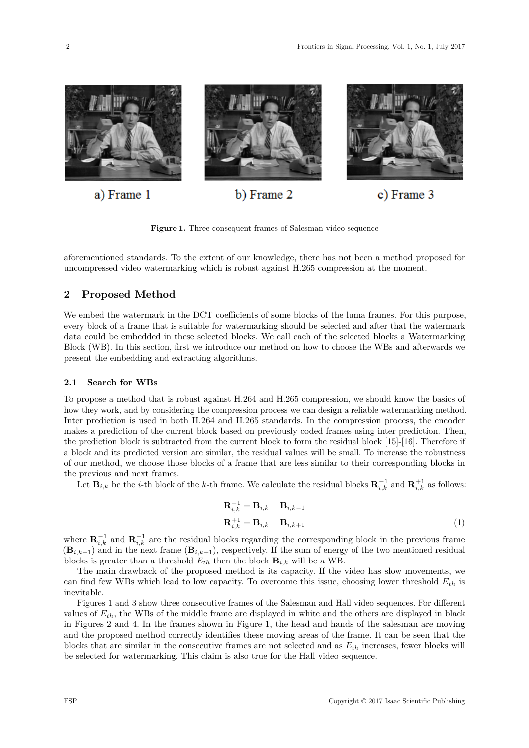a) Frame 1

b) Frame 2

c) Frame 3

**Figure 1.** Three consequent frames of Salesman video sequence

aforementioned standards. To the extent of our knowledge, there has not been a method proposed for uncompressed video watermarking which is robust against H.265 compression at the moment.

## 2 Proposed Method

We embed the watermark in the DCT coefficients of some blocks of the luma frames. For this purpose, every block of a frame that is suitable for watermarking should be selected and after that the watermark data could be embedded in these selected blocks. We call each of the selected blocks a Watermarking Block (WB). In this section, first we introduce our method on how to choose the WBs and afterwards we present the embedding and extracting algorithms.

### 2.1 Search for WBs

To propose a method that is robust against H.264 and H.265 compression, we should know the basics of how they work, and by considering the compression process we can design a reliable watermarking method. Inter prediction is used in both H.264 and H.265 standards. In the compression process, the encoder makes a prediction of the current block based on previously coded frames using inter prediction. Then, the prediction block is subtracted from the current block to form the residual block [15]-[16]. Therefore if a block and its predicted version are similar, the residual values will be small. To increase the robustness of our method, we choose those blocks of a frame that are less similar to their corresponding blocks in the previous and next frames.

Let $\mathbf{B}_{i,k}$ be the $i$-th block of the $k$-th frame. We calculate the residual blocks $\mathbf{R}_{i,k}^{-1}$ and $\mathbf{R}_{i,k}^{+1}$ as follows:

$$
\begin{aligned}
\mathbf{R}_{i,k}^{-1} &= \mathbf{B}_{i,k} - \mathbf{B}_{i,k-1} \\
\mathbf{R}_{i,k}^{+1} &= \mathbf{B}_{i,k} - \mathbf{B}_{i,k+1}
\end{aligned} \tag{1}
$$

where $\mathbf{R}_{i,k}^{-1}$ and $\mathbf{R}_{i,k}^{+1}$ are the residual blocks regarding the corresponding block in the previous frame ($\mathbf{B}_{i,k-1}$) and in the next frame ($\mathbf{B}_{i,k+1}$), respectively. If the sum of energy of the two mentioned residual blocks is greater than a threshold $E_{th}$ then the block $\mathbf{B}_{i,k}$ will be a WB.

The main drawback of the proposed method is its capacity. If the video has slow movements, we can find few WBs which lead to low capacity. To overcome this issue, choosing lower threshold $E_{th}$ is inevitable.

Figures 1 and 3 show three consecutive frames of the Salesman and Hall video sequences. For different values of $E_{th}$, the WBs of the middle frame are displayed in white and the others are displayed in black in Figures 2 and 4. In the frames shown in Figure 1, the head and hands of the salesman are moving and the proposed method correctly identifies these moving areas of the frame. It can be seen that the blocks that are similar in the consecutive frames are not selected and as $E_{th}$ increases, fewer blocks will be selected for watermarking. This claim is also true for the Hall video sequence.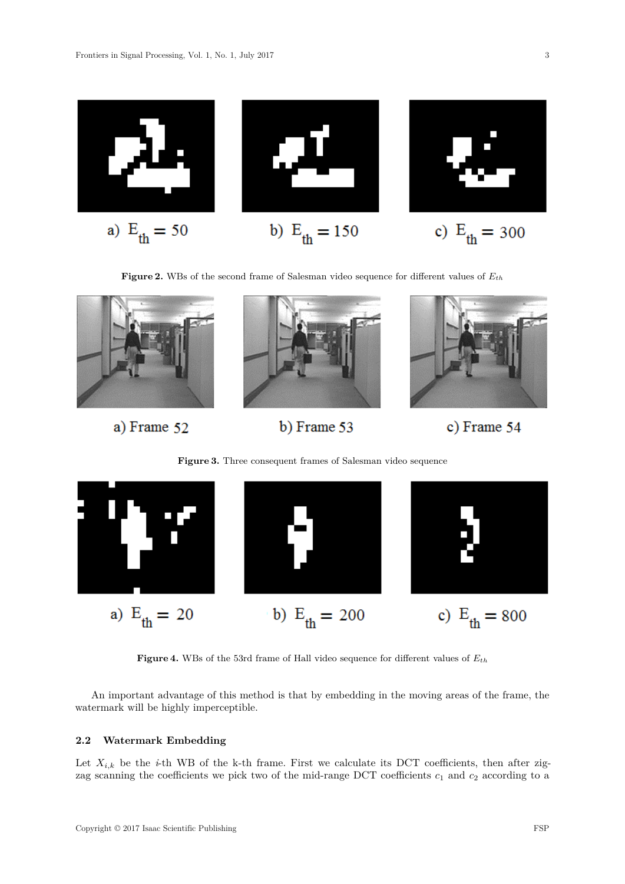a) $E_{th} = 50$ b) $E_{th} = 150$ c) $E_{th} = 300$

**Figure 2.** WBs of the second frame of Salesman video sequence for different values of $E_{th}$

a) Frame 52 b) Frame 53 c) Frame 54

**Figure 3.** Three consequent frames of Salesman video sequence

a) $E_{th} = 20$ b) $E_{th} = 200$ c) $E_{th} = 800$

**Figure 4.** WBs of the 53rd frame of Hall video sequence for different values of $E_{th}$

An important advantage of this method is that by embedding in the moving areas of the frame, the watermark will be highly imperceptible.

### 2.2 Watermark Embedding

Let $X_{i,k}$ be the $i$-th WB of the k-th frame. First we calculate its DCT coefficients, then after zig-zag scanning the coefficients we pick two of the mid-range DCT coefficients $c_1$ and $c_2$ according to a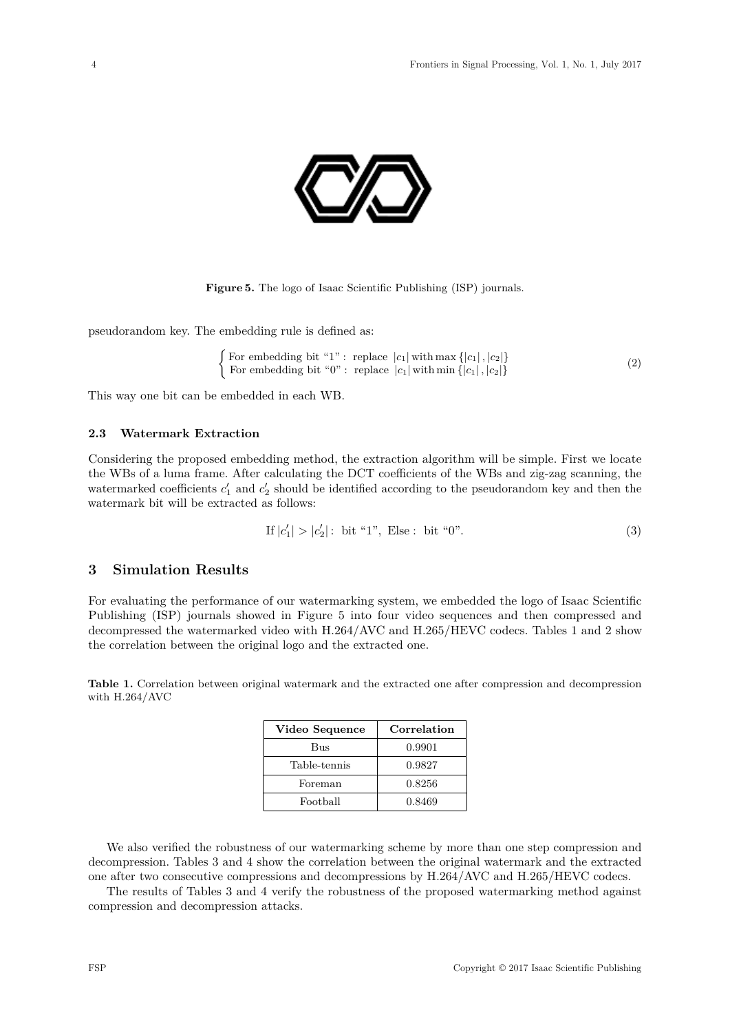**Figure 5.** The logo of Isaac Scientific Publishing (ISP) journals.

pseudorandom key. The embedding rule is defined as:

$$\begin{cases} \text{For embedding bit "1": replace } |c_1| \text{ with } \max\{|c_1|, |c_2|\} \\ \text{For embedding bit "0": replace } |c_1| \text{ with } \min\{|c_1|, |c_2|\} \end{cases} \tag{2}$$

This way one bit can be embedded in each WB.

### 2.3 Watermark Extraction

Considering the proposed embedding method, the extraction algorithm will be simple. First we locate the WBs of a luma frame. After calculating the DCT coefficients of the WBs and zig-zag scanning, the watermarked coefficients $c_1'$ and $c_2'$ should be identified according to the pseudorandom key and then the watermark bit will be extracted as follows:

$$\text{If } |c_1'| > |c_2'| : \text{ bit "1", Else : bit "0".} \tag{3}$$

## 3 Simulation Results

For evaluating the performance of our watermarking system, we embedded the logo of Isaac Scientific Publishing (ISP) journals showed in Figure 5 into four video sequences and then compressed and decompressed the watermarked video with H.264/AVC and H.265/HEVC codecs. Tables 1 and 2 show the correlation between the original logo and the extracted one.

**Table 1.** Correlation between original watermark and the extracted one after compression and decompression with H.264/AVC

| Video Sequence | Correlation |
|---|---|
| Bus | 0.9901 |
| Table-tennis | 0.9827 |
| Foreman | 0.8256 |
| Football | 0.8469 |

We also verified the robustness of our watermarking scheme by more than one step compression and decompression. Tables 3 and 4 show the correlation between the original watermark and the extracted one after two consecutive compressions and decompressions by H.264/AVC and H.265/HEVC codecs.

The results of Tables 3 and 4 verify the robustness of the proposed watermarking method against compression and decompression attacks.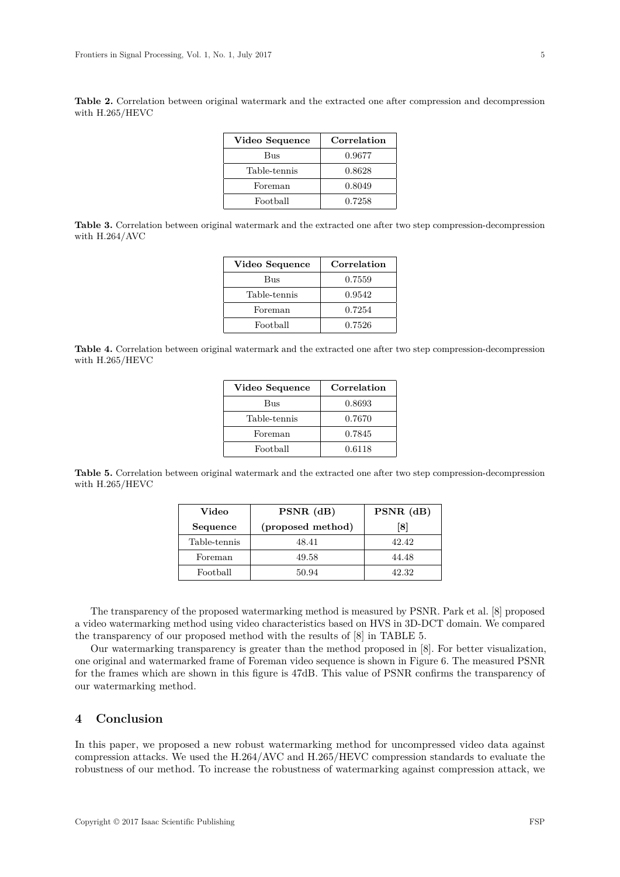**Table 2.** Correlation between original watermark and the extracted one after compression and decompression with H.265/HEVC

| Video Sequence | Correlation |
|---|---|
| Bus | 0.9677 |
| Table-tennis | 0.8628 |
| Foreman | 0.8049 |
| Football | 0.7258 |

**Table 3.** Correlation between original watermark and the extracted one after two step compression-decompression with H.264/AVC

| Video Sequence | Correlation |
|---|---|
| Bus | 0.7559 |
| Table-tennis | 0.9542 |
| Foreman | 0.7254 |
| Football | 0.7526 |

**Table 4.** Correlation between original watermark and the extracted one after two step compression-decompression with H.265/HEVC

| Video Sequence | Correlation |
|---|---|
| Bus | 0.8693 |
| Table-tennis | 0.7670 |
| Foreman | 0.7845 |
| Football | 0.6118 |

**Table 5.** Correlation between original watermark and the extracted one after two step compression-decompression with H.265/HEVC

| Video Sequence | PSNR (dB) (proposed method) | PSNR (dB) [8] |
|---|---|---|
| Table-tennis | 48.41 | 42.42 |
| Foreman | 49.58 | 44.48 |
| Football | 50.94 | 42.32 |

The transparency of the proposed watermarking method is measured by PSNR. Park et al. [8] proposed a video watermarking method using video characteristics based on HVS in 3D-DCT domain. We compared the transparency of our proposed method with the results of [8] in TABLE 5.

Our watermarking transparency is greater than the method proposed in [8]. For better visualization, one original and watermarked frame of Foreman video sequence is shown in Figure 6. The measured PSNR for the frames which are shown in this figure is 47dB. This value of PSNR confirms the transparency of our watermarking method.

## 4 Conclusion

In this paper, we proposed a new robust watermarking method for uncompressed video data against compression attacks. We used the H.264/AVC and H.265/HEVC compression standards to evaluate the robustness of our method. To increase the robustness of watermarking against compression attack, we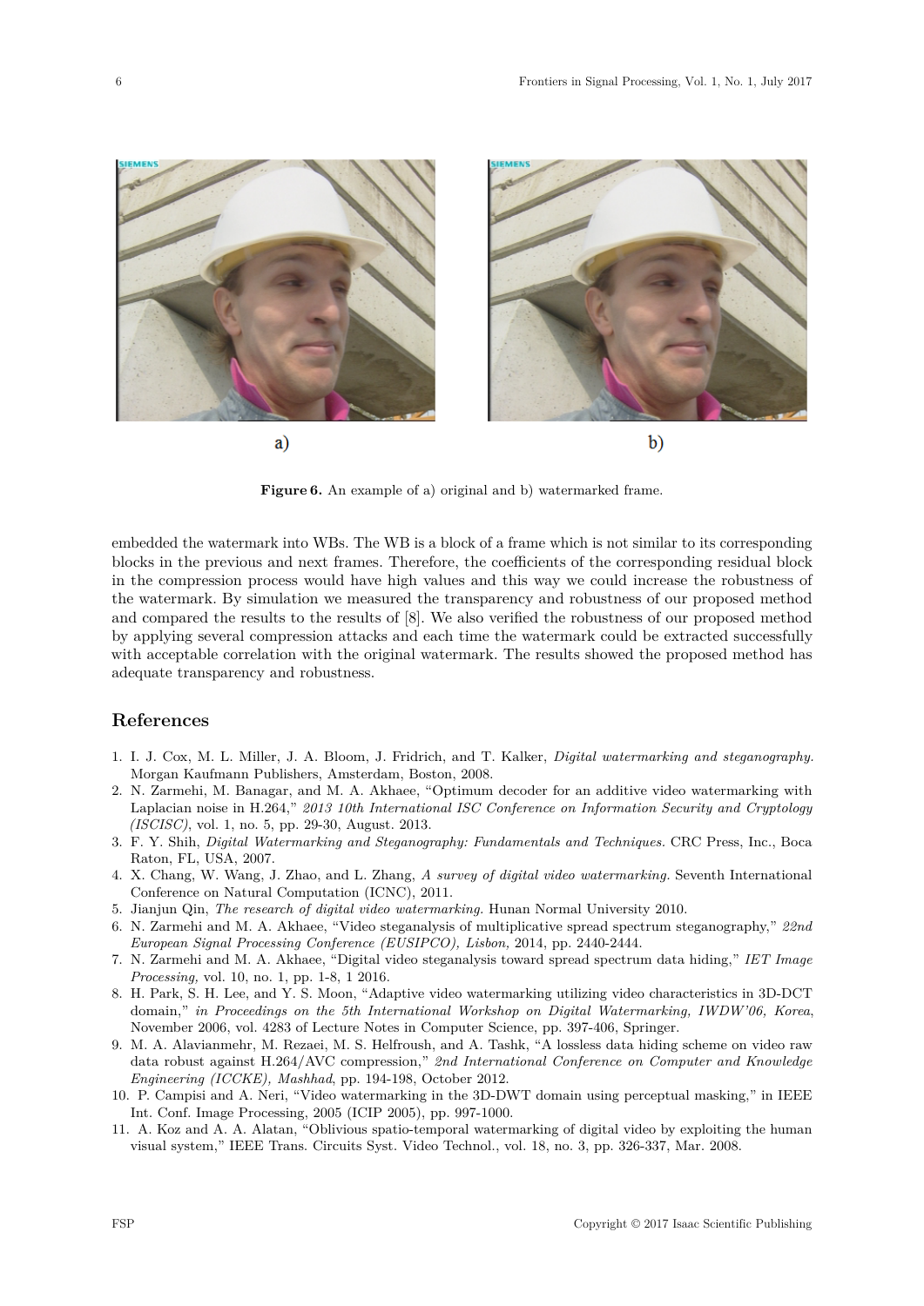a) b)

**Figure 6.** An example of a) original and b) watermarked frame.

embedded the watermark into WBs. The WB is a block of a frame which is not similar to its corresponding blocks in the previous and next frames. Therefore, the coefficients of the corresponding residual block in the compression process would have high values and this way we could increase the robustness of the watermark. By simulation we measured the transparency and robustness of our proposed method and compared the results to the results of [8]. We also verified the robustness of our proposed method by applying several compression attacks and each time the watermark could be extracted successfully with acceptable correlation with the original watermark. The results showed the proposed method has adequate transparency and robustness.

## References

1. I. J. Cox, M. L. Miller, J. A. Bloom, J. Fridrich, and T. Kalker, *Digital watermarking and steganography.* Morgan Kaufmann Publishers, Amsterdam, Boston, 2008.
2. N. Zarmehi, M. Banagar, and M. A. Akhaee, "Optimum decoder for an additive video watermarking with Laplacian noise in H.264," *2013 10th International ISC Conference on Information Security and Cryptology (ISCISC)*, vol. 1, no. 5, pp. 29-30, August. 2013.
3. F. Y. Shih, *Digital Watermarking and Steganography: Fundamentals and Techniques.* CRC Press, Inc., Boca Raton, FL, USA, 2007.
4. X. Chang, W. Wang, J. Zhao, and L. Zhang, *A survey of digital video watermarking.* Seventh International Conference on Natural Computation (ICNC), 2011.
5. Jianjun Qin, *The research of digital video watermarking.* Hunan Normal University 2010.
6. N. Zarmehi and M. A. Akhaee, "Video steganalysis of multiplicative spread spectrum steganography," *22nd European Signal Processing Conference (EUSIPCO), Lisbon,* 2014, pp. 2440-2444.
7. N. Zarmehi and M. A. Akhaee, "Digital video steganalysis toward spread spectrum data hiding," *IET Image Processing,* vol. 10, no. 1, pp. 1-8, 1 2016.
8. H. Park, S. H. Lee, and Y. S. Moon, "Adaptive video watermarking utilizing video characteristics in 3D-DCT domain," *in Proceedings on the 5th International Workshop on Digital Watermarking, IWDW'06, Korea*, November 2006, vol. 4283 of Lecture Notes in Computer Science, pp. 397-406, Springer.
9. M. A. Alavianmehr, M. Rezaei, M. S. Helfroush, and A. Tashk, "A lossless data hiding scheme on video raw data robust against H.264/AVC compression," *2nd International Conference on Computer and Knowledge Engineering (ICCKE), Mashhad*, pp. 194-198, October 2012.
10. P. Campisi and A. Neri, "Video watermarking in the 3D-DWT domain using perceptual masking," in IEEE Int. Conf. Image Processing, 2005 (ICIP 2005), pp. 997-1000.
11. A. Koz and A. A. Alatan, "Oblivious spatio-temporal watermarking of digital video by exploiting the human visual system," IEEE Trans. Circuits Syst. Video Technol., vol. 18, no. 3, pp. 326-337, Mar. 2008.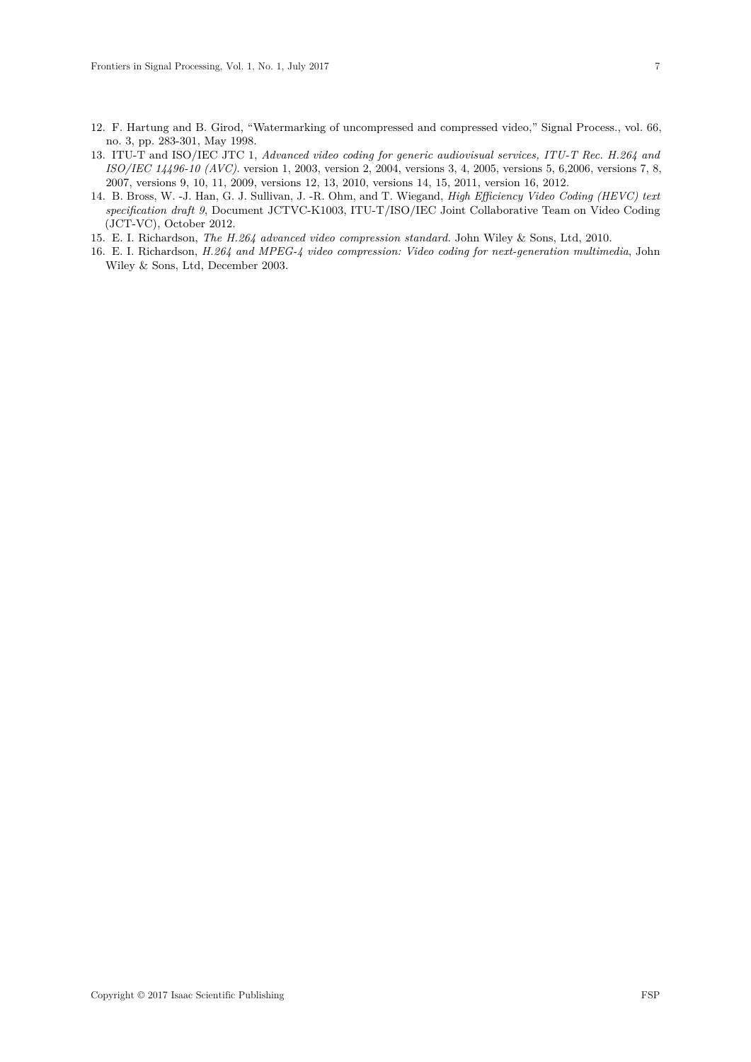12. F. Hartung and B. Girod, "Watermarking of uncompressed and compressed video," Signal Process., vol. 66, no. 3, pp. 283-301, May 1998.
13. ITU-T and ISO/IEC JTC 1, *Advanced video coding for generic audiovisual services, ITU-T Rec. H.264 and ISO/IEC 14496-10 (AVC).* version 1, 2003, version 2, 2004, versions 3, 4, 2005, versions 5, 6,2006, versions 7, 8, 2007, versions 9, 10, 11, 2009, versions 12, 13, 2010, versions 14, 15, 2011, version 16, 2012.
14. B. Bross, W. -J. Han, G. J. Sullivan, J. -R. Ohm, and T. Wiegand, *High Efficiency Video Coding (HEVC) text specification draft 9*, Document JCTVC-K1003, ITU-T/ISO/IEC Joint Collaborative Team on Video Coding (JCT-VC), October 2012.
15. E. I. Richardson, *The H.264 advanced video compression standard.* John Wiley & Sons, Ltd, 2010.
16. E. I. Richardson, *H.264 and MPEG-4 video compression: Video coding for next-generation multimedia*, John Wiley & Sons, Ltd, December 2003.